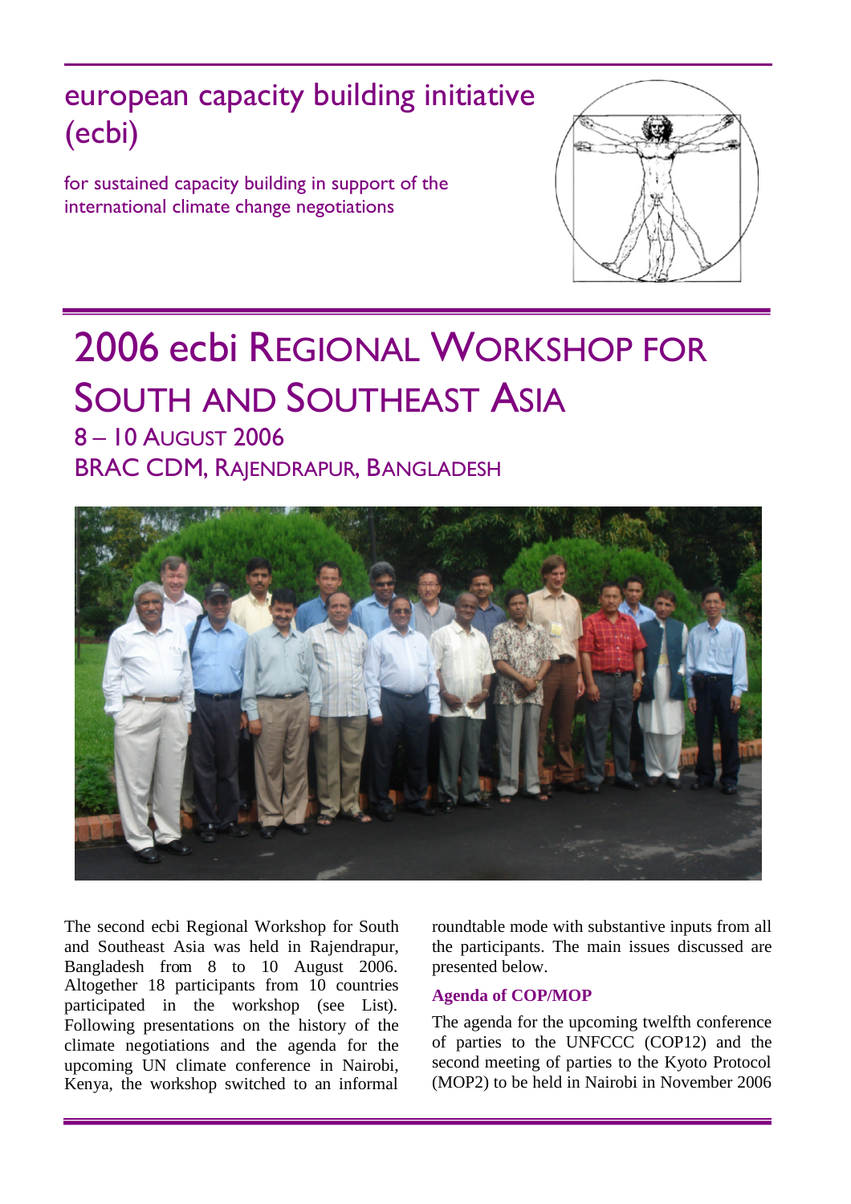# european capacity building initiative (ecbi)

for sustained capacity building in support of the international climate change negotiations

# 2006 ecbi Regional Workshop for South and Southeast Asia

## 8 – 10 August 2006

## BRAC CDM, Rajendrapur, Bangladesh

The second ecbi Regional Workshop for South and Southeast Asia was held in Rajendrapur, Bangladesh from 8 to 10 August 2006. Altogether 18 participants from 10 countries participated in the workshop (see List). Following presentations on the history of the climate negotiations and the agenda for the upcoming UN climate conference in Nairobi, Kenya, the workshop switched to an informal roundtable mode with substantive inputs from all the participants. The main issues discussed are presented below.

### Agenda of COP/MOP

The agenda for the upcoming twelfth conference of parties to the UNFCCC (COP12) and the second meeting of parties to the Kyoto Protocol (MOP2) to be held in Nairobi in November 2006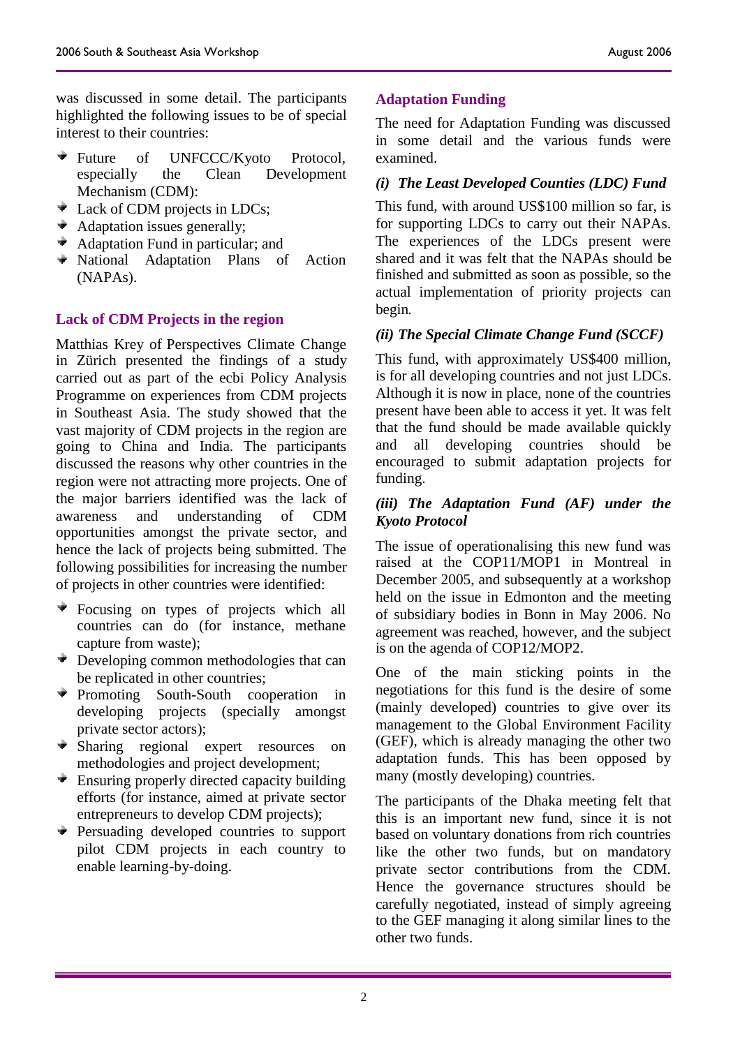was discussed in some detail. The participants highlighted the following issues to be of special interest to their countries:

- Future of UNFCCC/Kyoto Protocol, especially the Clean Development Mechanism (CDM):
- Lack of CDM projects in LDCs;
- Adaptation issues generally;
- Adaptation Fund in particular; and
- National Adaptation Plans of Action (NAPAs).

## Lack of CDM Projects in the region

Matthias Krey of Perspectives Climate Change in Zürich presented the findings of a study carried out as part of the ecbi Policy Analysis Programme on experiences from CDM projects in Southeast Asia. The study showed that the vast majority of CDM projects in the region are going to China and India. The participants discussed the reasons why other countries in the region were not attracting more projects. One of the major barriers identified was the lack of awareness and understanding of CDM opportunities amongst the private sector, and hence the lack of projects being submitted. The following possibilities for increasing the number of projects in other countries were identified:

- Focusing on types of projects which all countries can do (for instance, methane capture from waste);
- Developing common methodologies that can be replicated in other countries;
- Promoting South-South cooperation in developing projects (specially amongst private sector actors);
- Sharing regional expert resources on methodologies and project development;
- Ensuring properly directed capacity building efforts (for instance, aimed at private sector entrepreneurs to develop CDM projects);
- Persuading developed countries to support pilot CDM projects in each country to enable learning-by-doing.

## Adaptation Funding

The need for Adaptation Funding was discussed in some detail and the various funds were examined.

### *(i) The Least Developed Counties (LDC) Fund*

This fund, with around US$100 million so far, is for supporting LDCs to carry out their NAPAs. The experiences of the LDCs present were shared and it was felt that the NAPAs should be finished and submitted as soon as possible, so the actual implementation of priority projects can begin.

### *(ii) The Special Climate Change Fund (SCCF)*

This fund, with approximately US$400 million, is for all developing countries and not just LDCs. Although it is now in place, none of the countries present have been able to access it yet. It was felt that the fund should be made available quickly and all developing countries should be encouraged to submit adaptation projects for funding.

### *(iii) The Adaptation Fund (AF) under the Kyoto Protocol*

The issue of operationalising this new fund was raised at the COP11/MOP1 in Montreal in December 2005, and subsequently at a workshop held on the issue in Edmonton and the meeting of subsidiary bodies in Bonn in May 2006. No agreement was reached, however, and the subject is on the agenda of COP12/MOP2.

One of the main sticking points in the negotiations for this fund is the desire of some (mainly developed) countries to give over its management to the Global Environment Facility (GEF), which is already managing the other two adaptation funds. This has been opposed by many (mostly developing) countries.

The participants of the Dhaka meeting felt that this is an important new fund, since it is not based on voluntary donations from rich countries like the other two funds, but on mandatory private sector contributions from the CDM. Hence the governance structures should be carefully negotiated, instead of simply agreeing to the GEF managing it along similar lines to the other two funds.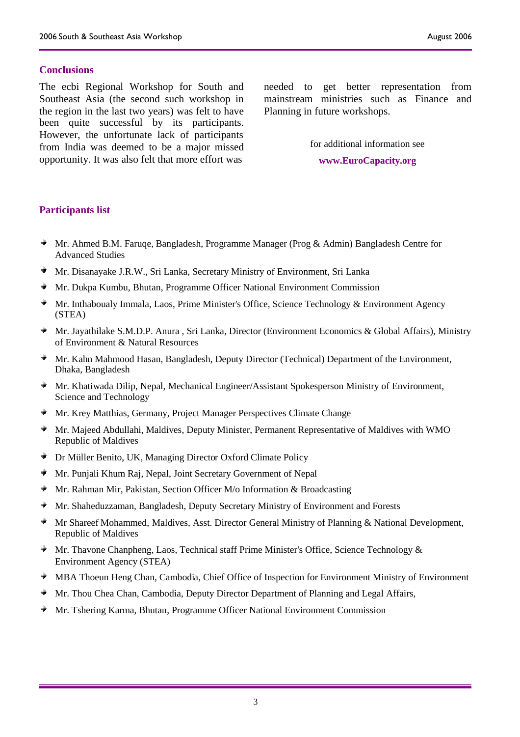## Conclusions

The ecbi Regional Workshop for South and Southeast Asia (the second such workshop in the region in the last two years) was felt to have been quite successful by its participants. However, the unfortunate lack of participants from India was deemed to be a major missed opportunity. It was also felt that more effort was needed to get better representation from mainstream ministries such as Finance and Planning in future workshops.

for additional information see

**www.EuroCapacity.org**

## Participants list

- Mr. Ahmed B.M. Faruqe, Bangladesh, Programme Manager (Prog & Admin) Bangladesh Centre for Advanced Studies
- Mr. Disanayake J.R.W., Sri Lanka, Secretary Ministry of Environment, Sri Lanka
- Mr. Dukpa Kumbu, Bhutan, Programme Officer National Environment Commission
- Mr. Inthabouly Immala, Laos, Prime Minister's Office, Science Technology & Environment Agency (STEA)
- Mr. Jayathilake S.M.D.P. Anura , Sri Lanka, Director (Environment Economics & Global Affairs), Ministry of Environment & Natural Resources
- Mr. Kahn Mahmood Hasan, Bangladesh, Deputy Director (Technical) Department of the Environment, Dhaka, Bangladesh
- Mr. Khatiwada Dilip, Nepal, Mechanical Engineer/Assistant Spokesperson Ministry of Environment, Science and Technology
- Mr. Krey Matthias, Germany, Project Manager Perspectives Climate Change
- Mr. Majeed Abdullahi, Maldives, Deputy Minister, Permanent Representative of Maldives with WMO Republic of Maldives
- Dr Müller Benito, UK, Managing Director Oxford Climate Policy
- Mr. Punjali Khum Raj, Nepal, Joint Secretary Government of Nepal
- Mr. Rahman Mir, Pakistan, Section Officer M/o Information & Broadcasting
- Mr. Shaheduzzaman, Bangladesh, Deputy Secretary Ministry of Environment and Forests
- Mr Shareef Mohammed, Maldives, Asst. Director General Ministry of Planning & National Development, Republic of Maldives
- Mr. Thavone Chanpheng, Laos, Technical staff Prime Minister's Office, Science Technology & Environment Agency (STEA)
- MBA Thoeun Heng Chan, Cambodia, Chief Office of Inspection for Environment Ministry of Environment
- Mr. Thou Chea Chan, Cambodia, Deputy Director Department of Planning and Legal Affairs,
- Mr. Tshering Karma, Bhutan, Programme Officer National Environment Commission